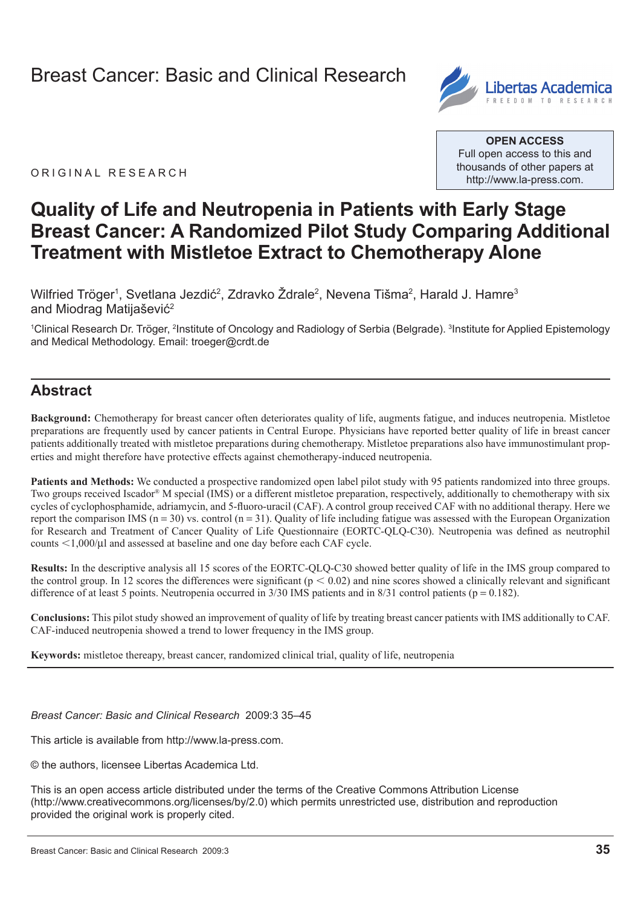Breast Cancer: Basic and Clinical Research

**OPEN ACCESS**
Full open access to this and thousands of other papers at http://www.la-press.com.

ORIGINAL RESEARCH

# Quality of Life and Neutropenia in Patients with Early Stage Breast Cancer: A Randomized Pilot Study Comparing Additional Treatment with Mistletoe Extract to Chemotherapy Alone

Wilfried Tröger[1], Svetlana Jezdić[2], Zdravko Ždrale[2], Nevena Tišma[2], Harald J. Hamre[3] and Miodrag Matijašević[2]

[1]Clinical Research Dr. Tröger, [2]Institute of Oncology and Radiology of Serbia (Belgrade). [3]Institute for Applied Epistemology and Medical Methodology. Email: troeger@crdt.de

## Abstract

**Background:** Chemotherapy for breast cancer often deteriorates quality of life, augments fatigue, and induces neutropenia. Mistletoe preparations are frequently used by cancer patients in Central Europe. Physicians have reported better quality of life in breast cancer patients additionally treated with mistletoe preparations during chemotherapy. Mistletoe preparations also have immunostimulant properties and might therefore have protective effects against chemotherapy-induced neutropenia.

**Patients and Methods:** We conducted a prospective randomized open label pilot study with 95 patients randomized into three groups. Two groups received Iscador® M special (IMS) or a different mistletoe preparation, respectively, additionally to chemotherapy with six cycles of cyclophosphamide, adriamycin, and 5-fluoro-uracil (CAF). A control group received CAF with no additional therapy. Here we report the comparison IMS (n = 30) vs. control (n = 31). Quality of life including fatigue was assessed with the European Organization for Research and Treatment of Cancer Quality of Life Questionnaire (EORTC-QLQ-C30). Neutropenia was defined as neutrophil counts $<1{,}000/\mu l$ and assessed at baseline and one day before each CAF cycle.

**Results:** In the descriptive analysis all 15 scores of the EORTC-QLQ-C30 showed better quality of life in the IMS group compared to the control group. In 12 scores the differences were significant ($p < 0.02$) and nine scores showed a clinically relevant and significant difference of at least 5 points. Neutropenia occurred in 3/30 IMS patients and in 8/31 control patients ($p = 0.182$).

**Conclusions:** This pilot study showed an improvement of quality of life by treating breast cancer patients with IMS additionally to CAF. CAF-induced neutropenia showed a trend to lower frequency in the IMS group.

**Keywords:** mistletoe thereapy, breast cancer, randomized clinical trial, quality of life, neutropenia

*Breast Cancer: Basic and Clinical Research* 2009:3 35–45

This article is available from http://www.la-press.com.

© the authors, licensee Libertas Academica Ltd.

This is an open access article distributed under the terms of the Creative Commons Attribution License (http://www.creativecommons.org/licenses/by/2.0) which permits unrestricted use, distribution and reproduction provided the original work is properly cited.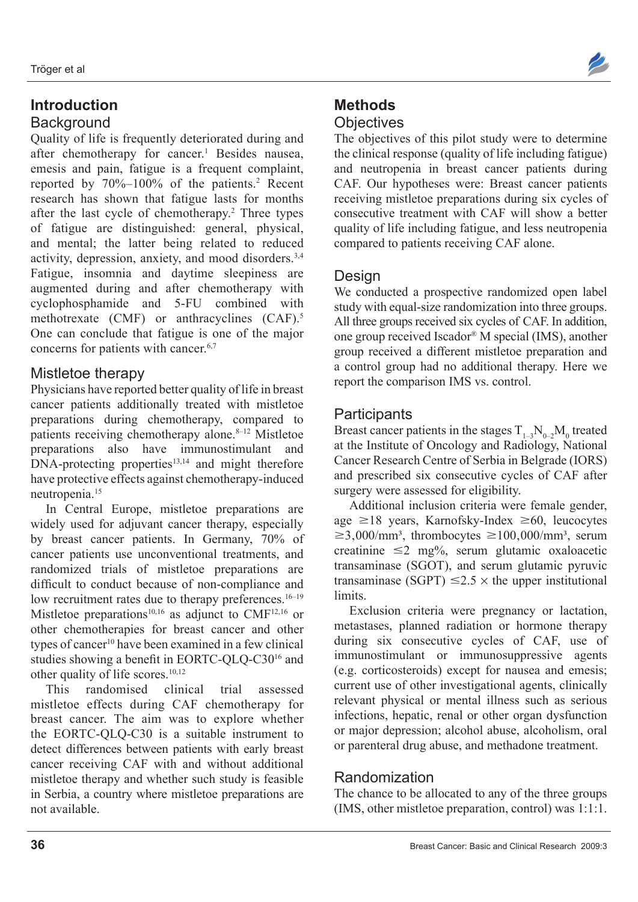# Introduction

## Background

Quality of life is frequently deteriorated during and after chemotherapy for cancer.[1] Besides nausea, emesis and pain, fatigue is a frequent complaint, reported by 70%–100% of the patients.[2] Recent research has shown that fatigue lasts for months after the last cycle of chemotherapy.[2] Three types of fatigue are distinguished: general, physical, and mental; the latter being related to reduced activity, depression, anxiety, and mood disorders.[3,4] Fatigue, insomnia and daytime sleepiness are augmented during and after chemotherapy with cyclophosphamide and 5-FU combined with methotrexate (CMF) or anthracyclines (CAF).[5] One can conclude that fatigue is one of the major concerns for patients with cancer.[6,7]

## Mistletoe therapy

Physicians have reported better quality of life in breast cancer patients additionally treated with mistletoe preparations during chemotherapy, compared to patients receiving chemotherapy alone.[8–12] Mistletoe preparations also have immunostimulant and DNA-protecting properties[13,14] and might therefore have protective effects against chemotherapy-induced neutropenia.[15]

In Central Europe, mistletoe preparations are widely used for adjuvant cancer therapy, especially by breast cancer patients. In Germany, 70% of cancer patients use unconventional treatments, and randomized trials of mistletoe preparations are difficult to conduct because of non-compliance and low recruitment rates due to therapy preferences.[16–19] Mistletoe preparations[10,16] as adjunct to CMF[12,16] or other chemotherapies for breast cancer and other types of cancer[10] have been examined in a few clinical studies showing a benefit in EORTC-QLQ-C30[16] and other quality of life scores.[10,12]

This randomised clinical trial assessed mistletoe effects during CAF chemotherapy for breast cancer. The aim was to explore whether the EORTC-QLQ-C30 is a suitable instrument to detect differences between patients with early breast cancer receiving CAF with and without additional mistletoe therapy and whether such study is feasible in Serbia, a country where mistletoe preparations are not available.

# Methods

## Objectives

The objectives of this pilot study were to determine the clinical response (quality of life including fatigue) and neutropenia in breast cancer patients during CAF. Our hypotheses were: Breast cancer patients receiving mistletoe preparations during six cycles of consecutive treatment with CAF will show a better quality of life including fatigue, and less neutropenia compared to patients receiving CAF alone.

## Design

We conducted a prospective randomized open label study with equal-size randomization into three groups. All three groups received six cycles of CAF. In addition, one group received Iscador® M special (IMS), another group received a different mistletoe preparation and a control group had no additional therapy. Here we report the comparison IMS vs. control.

## Participants

Breast cancer patients in the stages $T_{1–3}N_{0–2}M_0$ treated at the Institute of Oncology and Radiology, National Cancer Research Centre of Serbia in Belgrade (IORS) and prescribed six consecutive cycles of CAF after surgery were assessed for eligibility.

Additional inclusion criteria were female gender, age ≥18 years, Karnofsky-Index ≥60, leucocytes ≥3,000/mm³, thrombocytes ≥100,000/mm³, serum creatinine ≤2 mg%, serum glutamic oxaloacetic transaminase (SGOT), and serum glutamic pyruvic transaminase (SGPT) ≤2.5 × the upper institutional limits.

Exclusion criteria were pregnancy or lactation, metastases, planned radiation or hormone therapy during six consecutive cycles of CAF, use of immunostimulant or immunosuppressive agents (e.g. corticosteroids) except for nausea and emesis; current use of other investigational agents, clinically relevant physical or mental illness such as serious infections, hepatic, renal or other organ dysfunction or major depression; alcohol abuse, alcoholism, oral or parenteral drug abuse, and methadone treatment.

## Randomization

The chance to be allocated to any of the three groups (IMS, other mistletoe preparation, control) was 1:1:1.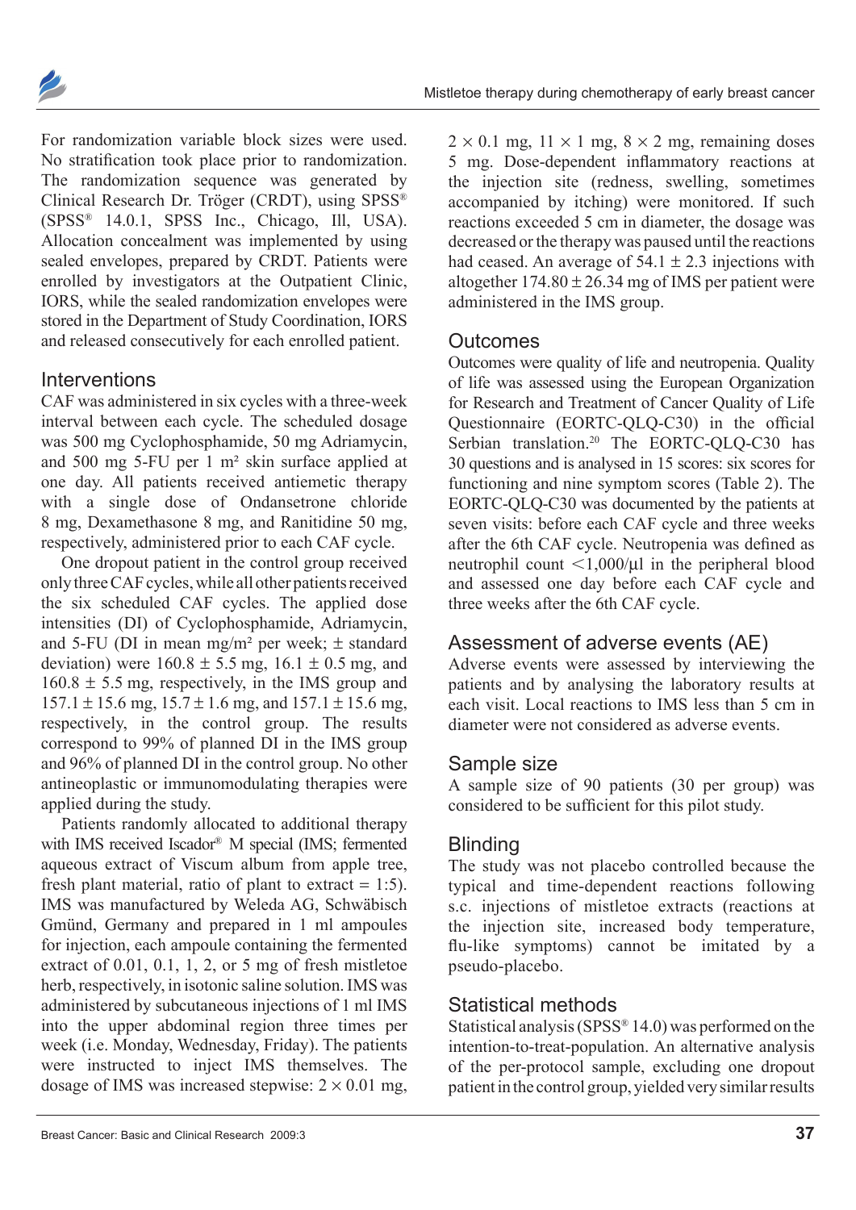For randomization variable block sizes were used. No stratification took place prior to randomization. The randomization sequence was generated by Clinical Research Dr. Tröger (CRDT), using SPSS® (SPSS® 14.0.1, SPSS Inc., Chicago, Ill, USA). Allocation concealment was implemented by using sealed envelopes, prepared by CRDT. Patients were enrolled by investigators at the Outpatient Clinic, IORS, while the sealed randomization envelopes were stored in the Department of Study Coordination, IORS and released consecutively for each enrolled patient.

## Interventions

CAF was administered in six cycles with a three-week interval between each cycle. The scheduled dosage was 500 mg Cyclophosphamide, 50 mg Adriamycin, and 500 mg 5-FU per 1 m² skin surface applied at one day. All patients received antiemetic therapy with a single dose of Ondansetrone chloride 8 mg, Dexamethasone 8 mg, and Ranitidine 50 mg, respectively, administered prior to each CAF cycle.

One dropout patient in the control group received only three CAF cycles, while all other patients received the six scheduled CAF cycles. The applied dose intensities (DI) of Cyclophosphamide, Adriamycin, and 5-FU (DI in mean mg/m² per week; ± standard deviation) were 160.8 ± 5.5 mg, 16.1 ± 0.5 mg, and 160.8 ± 5.5 mg, respectively, in the IMS group and 157.1 ± 15.6 mg, 15.7 ± 1.6 mg, and 157.1 ± 15.6 mg, respectively, in the control group. The results correspond to 99% of planned DI in the IMS group and 96% of planned DI in the control group. No other antineoplastic or immunomodulating therapies were applied during the study.

Patients randomly allocated to additional therapy with IMS received Iscador® M special (IMS; fermented aqueous extract of Viscum album from apple tree, fresh plant material, ratio of plant to extract = 1:5). IMS was manufactured by Weleda AG, Schwäbisch Gmünd, Germany and prepared in 1 ml ampoules for injection, each ampoule containing the fermented extract of 0.01, 0.1, 1, 2, or 5 mg of fresh mistletoe herb, respectively, in isotonic saline solution. IMS was administered by subcutaneous injections of 1 ml IMS into the upper abdominal region three times per week (i.e. Monday, Wednesday, Friday). The patients were instructed to inject IMS themselves. The dosage of IMS was increased stepwise: 2 × 0.01 mg, 2 × 0.1 mg, 11 × 1 mg, 8 × 2 mg, remaining doses 5 mg. Dose-dependent inflammatory reactions at the injection site (redness, swelling, sometimes accompanied by itching) were monitored. If such reactions exceeded 5 cm in diameter, the dosage was decreased or the therapy was paused until the reactions had ceased. An average of 54.1 ± 2.3 injections with altogether 174.80 ± 26.34 mg of IMS per patient were administered in the IMS group.

## Outcomes

Outcomes were quality of life and neutropenia. Quality of life was assessed using the European Organization for Research and Treatment of Cancer Quality of Life Questionnaire (EORTC-QLQ-C30) in the official Serbian translation.[20] The EORTC-QLQ-C30 has 30 questions and is analysed in 15 scores: six scores for functioning and nine symptom scores (Table 2). The EORTC-QLQ-C30 was documented by the patients at seven visits: before each CAF cycle and three weeks after the 6th CAF cycle. Neutropenia was defined as neutrophil count <1,000/µl in the peripheral blood and assessed one day before each CAF cycle and three weeks after the 6th CAF cycle.

## Assessment of adverse events (AE)

Adverse events were assessed by interviewing the patients and by analysing the laboratory results at each visit. Local reactions to IMS less than 5 cm in diameter were not considered as adverse events.

## Sample size

A sample size of 90 patients (30 per group) was considered to be sufficient for this pilot study.

## Blinding

The study was not placebo controlled because the typical and time-dependent reactions following s.c. injections of mistletoe extracts (reactions at the injection site, increased body temperature, flu-like symptoms) cannot be imitated by a pseudo-placebo.

## Statistical methods

Statistical analysis (SPSS® 14.0) was performed on the intention-to-treat-population. An alternative analysis of the per-protocol sample, excluding one dropout patient in the control group, yielded very similar results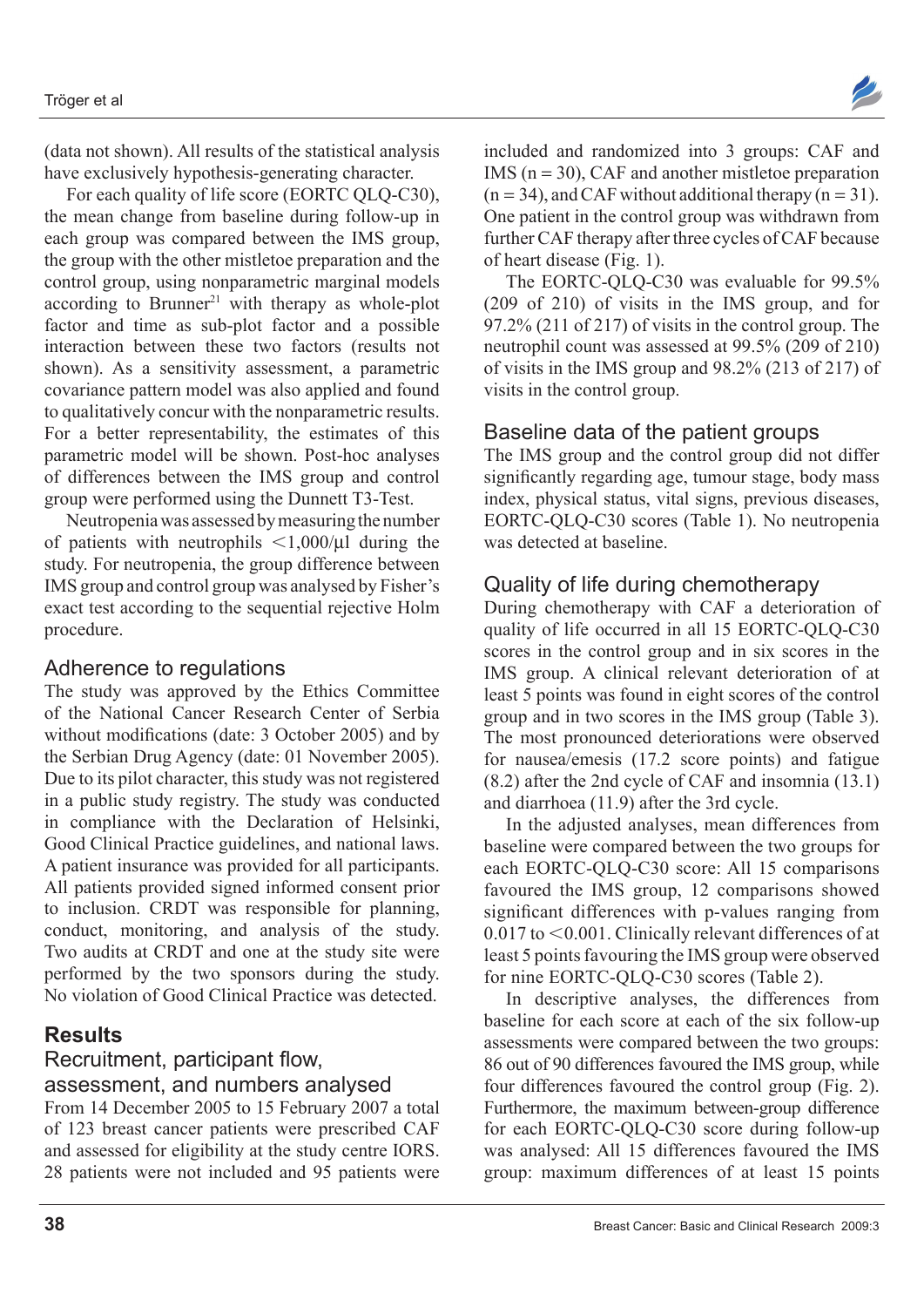(data not shown). All results of the statistical analysis have exclusively hypothesis-generating character.

For each quality of life score (EORTC QLQ-C30), the mean change from baseline during follow-up in each group was compared between the IMS group, the group with the other mistletoe preparation and the control group, using nonparametric marginal models according to Brunner[21] with therapy as whole-plot factor and time as sub-plot factor and a possible interaction between these two factors (results not shown). As a sensitivity assessment, a parametric covariance pattern model was also applied and found to qualitatively concur with the nonparametric results. For a better representability, the estimates of this parametric model will be shown. Post-hoc analyses of differences between the IMS group and control group were performed using the Dunnett T3-Test.

Neutropenia was assessed by measuring the number of patients with neutrophils $<1{,}000/\mu l$ during the study. For neutropenia, the group difference between IMS group and control group was analysed by Fisher's exact test according to the sequential rejective Holm procedure.

## Adherence to regulations

The study was approved by the Ethics Committee of the National Cancer Research Center of Serbia without modifications (date: 3 October 2005) and by the Serbian Drug Agency (date: 01 November 2005). Due to its pilot character, this study was not registered in a public study registry. The study was conducted in compliance with the Declaration of Helsinki, Good Clinical Practice guidelines, and national laws. A patient insurance was provided for all participants. All patients provided signed informed consent prior to inclusion. CRDT was responsible for planning, conduct, monitoring, and analysis of the study. Two audits at CRDT and one at the study site were performed by the two sponsors during the study. No violation of Good Clinical Practice was detected.

# Results

## Recruitment, participant flow, assessment, and numbers analysed

From 14 December 2005 to 15 February 2007 a total of 123 breast cancer patients were prescribed CAF and assessed for eligibility at the study centre IORS. 28 patients were not included and 95 patients were included and randomized into 3 groups: CAF and IMS ($n = 30$), CAF and another mistletoe preparation ($n = 34$), and CAF without additional therapy ($n = 31$). One patient in the control group was withdrawn from further CAF therapy after three cycles of CAF because of heart disease (Fig. 1).

The EORTC-QLQ-C30 was evaluable for 99.5% (209 of 210) of visits in the IMS group, and for 97.2% (211 of 217) of visits in the control group. The neutrophil count was assessed at 99.5% (209 of 210) of visits in the IMS group and 98.2% (213 of 217) of visits in the control group.

## Baseline data of the patient groups

The IMS group and the control group did not differ significantly regarding age, tumour stage, body mass index, physical status, vital signs, previous diseases, EORTC-QLQ-C30 scores (Table 1). No neutropenia was detected at baseline.

## Quality of life during chemotherapy

During chemotherapy with CAF a deterioration of quality of life occurred in all 15 EORTC-QLQ-C30 scores in the control group and in six scores in the IMS group. A clinical relevant deterioration of at least 5 points was found in eight scores of the control group and in two scores in the IMS group (Table 3). The most pronounced deteriorations were observed for nausea/emesis (17.2 score points) and fatigue (8.2) after the 2nd cycle of CAF and insomnia (13.1) and diarrhoea (11.9) after the 3rd cycle.

In the adjusted analyses, mean differences from baseline were compared between the two groups for each EORTC-QLQ-C30 score: All 15 comparisons favoured the IMS group, 12 comparisons showed significant differences with p-values ranging from 0.017 to $<0.001$. Clinically relevant differences of at least 5 points favouring the IMS group were observed for nine EORTC-QLQ-C30 scores (Table 2).

In descriptive analyses, the differences from baseline for each score at each of the six follow-up assessments were compared between the two groups: 86 out of 90 differences favoured the IMS group, while four differences favoured the control group (Fig. 2). Furthermore, the maximum between-group difference for each EORTC-QLQ-C30 score during follow-up was analysed: All 15 differences favoured the IMS group: maximum differences of at least 15 points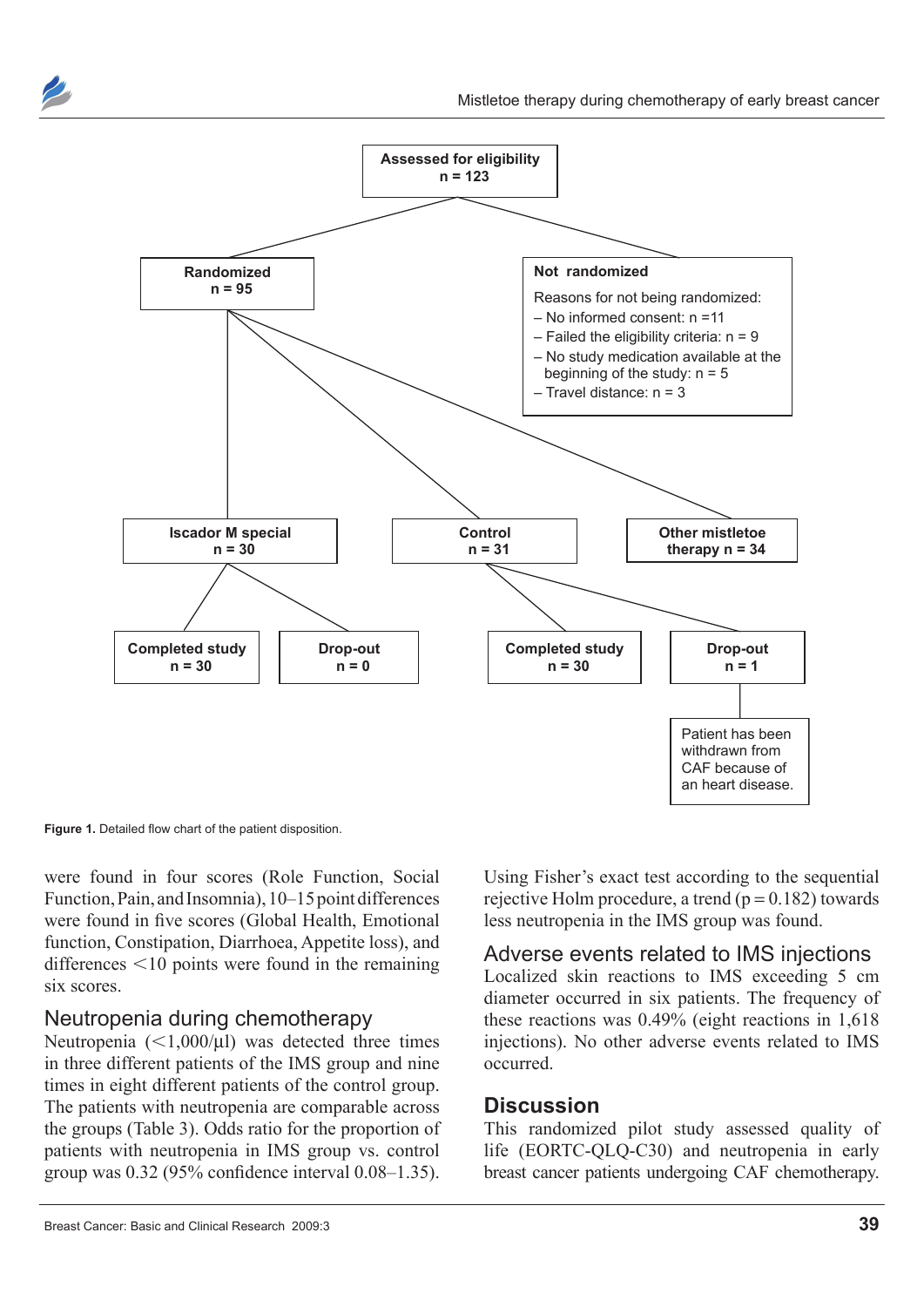Assessed for eligibility
n = 123

Randomized
n = 95

Not randomized

Reasons for not being randomized:
- No informed consent: n =11
- Failed the eligibility criteria: n = 9
- No study medication available at the beginning of the study: n = 5
- Travel distance: n = 3

Iscador M special
n = 30

Control
n = 31

Other mistletoe therapy n = 34

Completed study
n = 30

Drop-out
n = 0

Completed study
n = 30

Drop-out
n = 1

Patient has been withdrawn from CAF because of an heart disease.

**Figure 1.** Detailed flow chart of the patient disposition.

were found in four scores (Role Function, Social Function, Pain, and Insomnia), 10–15 point differences were found in five scores (Global Health, Emotional function, Constipation, Diarrhoea, Appetite loss), and differences <10 points were found in the remaining six scores.

## Neutropenia during chemotherapy

Neutropenia (<1,000/μl) was detected three times in three different patients of the IMS group and nine times in eight different patients of the control group. The patients with neutropenia are comparable across the groups (Table 3). Odds ratio for the proportion of patients with neutropenia in IMS group vs. control group was 0.32 (95% confidence interval 0.08–1.35). Using Fisher's exact test according to the sequential rejective Holm procedure, a trend ($p = 0.182$) towards less neutropenia in the IMS group was found.

## Adverse events related to IMS injections

Localized skin reactions to IMS exceeding 5 cm diameter occurred in six patients. The frequency of these reactions was 0.49% (eight reactions in 1,618 injections). No other adverse events related to IMS occurred.

# Discussion

This randomized pilot study assessed quality of life (EORTC-QLQ-C30) and neutropenia in early breast cancer patients undergoing CAF chemotherapy.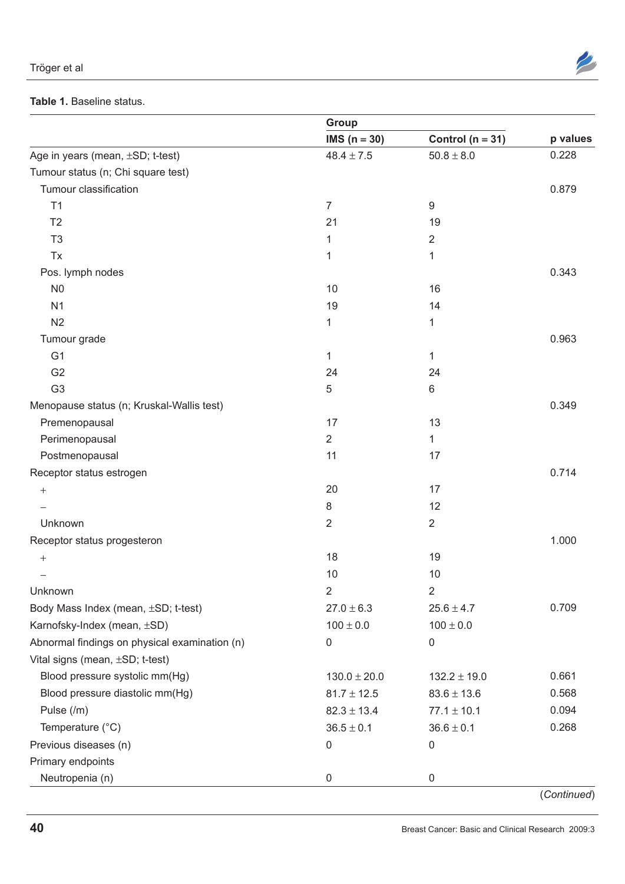**Table 1.** Baseline status.

| | Group | | p values |
|---|---|---|---|
| | IMS (n = 30) | Control (n = 31) | |
| Age in years (mean, ±SD; t-test) | 48.4 ± 7.5 | 50.8 ± 8.0 | 0.228 |
| Tumour status (n; Chi square test) | | | |
| Tumour classification | | | 0.879 |
| T1 | 7 | 9 | |
| T2 | 21 | 19 | |
| T3 | 1 | 2 | |
| Tx | 1 | 1 | |
| Pos. lymph nodes | | | 0.343 |
| N0 | 10 | 16 | |
| N1 | 19 | 14 | |
| N2 | 1 | 1 | |
| Tumour grade | | | 0.963 |
| G1 | 1 | 1 | |
| G2 | 24 | 24 | |
| G3 | 5 | 6 | |
| Menopause status (n; Kruskal-Wallis test) | | | 0.349 |
| Premenopausal | 17 | 13 | |
| Perimenopausal | 2 | 1 | |
| Postmenopausal | 11 | 17 | |
| Receptor status estrogen | | | 0.714 |
| + | 20 | 17 | |
| – | 8 | 12 | |
| Unknown | 2 | 2 | |
| Receptor status progesteron | | | 1.000 |
| + | 18 | 19 | |
| – | 10 | 10 | |
| Unknown | 2 | 2 | |
| Body Mass Index (mean, ±SD; t-test) | 27.0 ± 6.3 | 25.6 ± 4.7 | 0.709 |
| Karnofsky-Index (mean, ±SD) | 100 ± 0.0 | 100 ± 0.0 | |
| Abnormal findings on physical examination (n) | 0 | 0 | |
| Vital signs (mean, ±SD; t-test) | | | |
| Blood pressure systolic mm(Hg) | 130.0 ± 20.0 | 132.2 ± 19.0 | 0.661 |
| Blood pressure diastolic mm(Hg) | 81.7 ± 12.5 | 83.6 ± 13.6 | 0.568 |
| Pulse (/m) | 82.3 ± 13.4 | 77.1 ± 10.1 | 0.094 |
| Temperature (°C) | 36.5 ± 0.1 | 36.6 ± 0.1 | 0.268 |
| Previous diseases (n) | 0 | 0 | |
| Primary endpoints | | | |
| Neutropenia (n) | 0 | 0 | |

(*Continued*)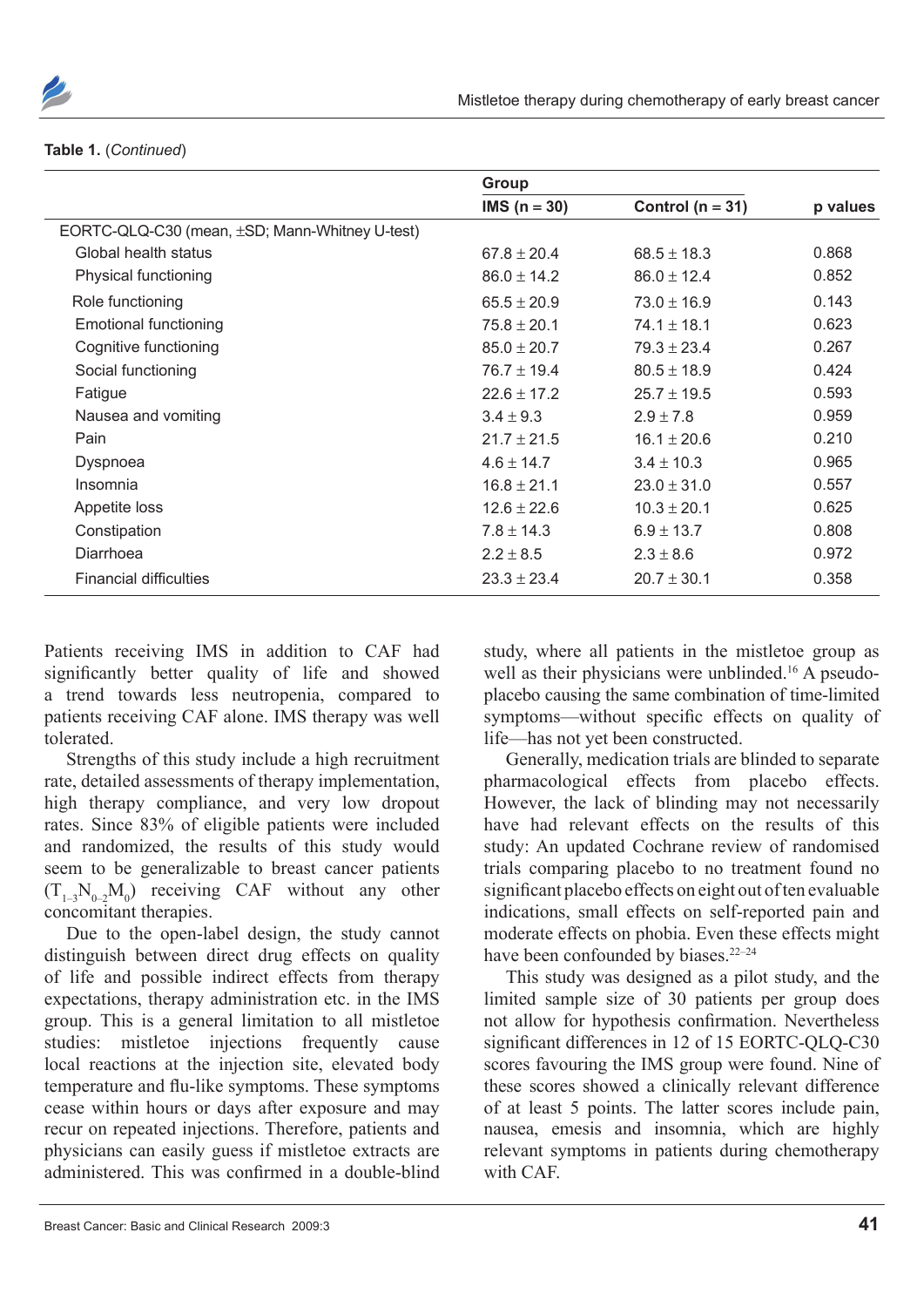**Table 1.** (*Continued*)

| | Group | | p values |
|---|---|---|---|
| | IMS (n = 30) | Control (n = 31) | |
| EORTC-QLQ-C30 (mean, ±SD; Mann-Whitney U-test) | | | |
| Global health status | 67.8 ± 20.4 | 68.5 ± 18.3 | 0.868 |
| Physical functioning | 86.0 ± 14.2 | 86.0 ± 12.4 | 0.852 |
| Role functioning | 65.5 ± 20.9 | 73.0 ± 16.9 | 0.143 |
| Emotional functioning | 75.8 ± 20.1 | 74.1 ± 18.1 | 0.623 |
| Cognitive functioning | 85.0 ± 20.7 | 79.3 ± 23.4 | 0.267 |
| Social functioning | 76.7 ± 19.4 | 80.5 ± 18.9 | 0.424 |
| Fatigue | 22.6 ± 17.2 | 25.7 ± 19.5 | 0.593 |
| Nausea and vomiting | 3.4 ± 9.3 | 2.9 ± 7.8 | 0.959 |
| Pain | 21.7 ± 21.5 | 16.1 ± 20.6 | 0.210 |
| Dyspnoea | 4.6 ± 14.7 | 3.4 ± 10.3 | 0.965 |
| Insomnia | 16.8 ± 21.1 | 23.0 ± 31.0 | 0.557 |
| Appetite loss | 12.6 ± 22.6 | 10.3 ± 20.1 | 0.625 |
| Constipation | 7.8 ± 14.3 | 6.9 ± 13.7 | 0.808 |
| Diarrhoea | 2.2 ± 8.5 | 2.3 ± 8.6 | 0.972 |
| Financial difficulties | 23.3 ± 23.4 | 20.7 ± 30.1 | 0.358 |

Patients receiving IMS in addition to CAF had significantly better quality of life and showed a trend towards less neutropenia, compared to patients receiving CAF alone. IMS therapy was well tolerated.

Strengths of this study include a high recruitment rate, detailed assessments of therapy implementation, high therapy compliance, and very low dropout rates. Since 83% of eligible patients were included and randomized, the results of this study would seem to be generalizable to breast cancer patients ($T_{1-3}N_{0-2}M_0$) receiving CAF without any other concomitant therapies.

Due to the open-label design, the study cannot distinguish between direct drug effects on quality of life and possible indirect effects from therapy expectations, therapy administration etc. in the IMS group. This is a general limitation to all mistletoe studies: mistletoe injections frequently cause local reactions at the injection site, elevated body temperature and flu-like symptoms. These symptoms cease within hours or days after exposure and may recur on repeated injections. Therefore, patients and physicians can easily guess if mistletoe extracts are administered. This was confirmed in a double-blind study, where all patients in the mistletoe group as well as their physicians were unblinded.[16] A pseudo-placebo causing the same combination of time-limited symptoms—without specific effects on quality of life—has not yet been constructed.

Generally, medication trials are blinded to separate pharmacological effects from placebo effects. However, the lack of blinding may not necessarily have had relevant effects on the results of this study: An updated Cochrane review of randomised trials comparing placebo to no treatment found no significant placebo effects on eight out of ten evaluable indications, small effects on self-reported pain and moderate effects on phobia. Even these effects might have been confounded by biases.[22–24]

This study was designed as a pilot study, and the limited sample size of 30 patients per group does not allow for hypothesis confirmation. Nevertheless significant differences in 12 of 15 EORTC-QLQ-C30 scores favouring the IMS group were found. Nine of these scores showed a clinically relevant difference of at least 5 points. The latter scores include pain, nausea, emesis and insomnia, which are highly relevant symptoms in patients during chemotherapy with CAF.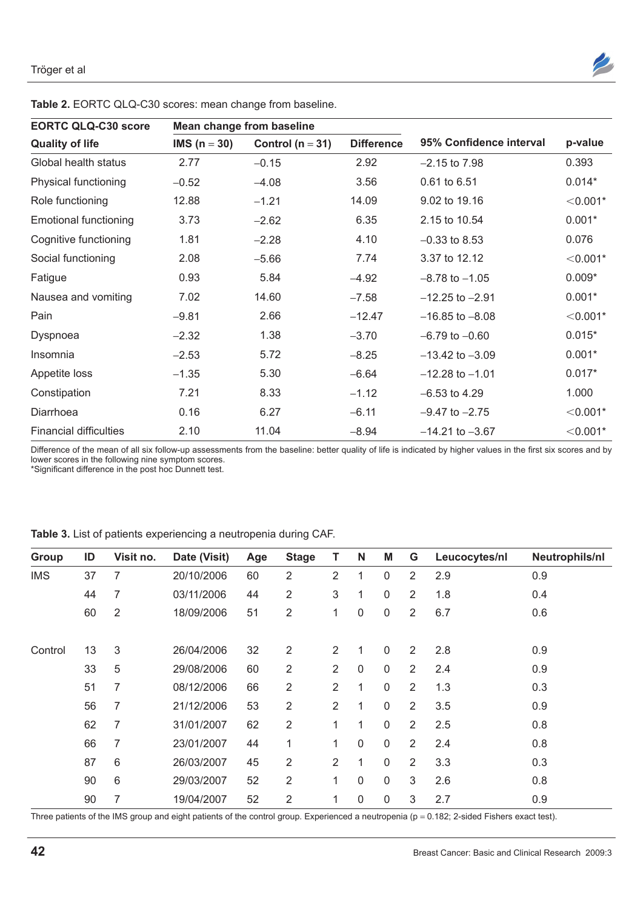**Table 2.** EORTC QLQ-C30 scores: mean change from baseline.

| EORTC QLQ-C30 score | Mean change from baseline | | | | |
|---|---|---|---|---|---|
| **Quality of life** | **IMS (n = 30)** | **Control (n = 31)** | **Difference** | **95% Confidence interval** | **p-value** |
| Global health status | 2.77 | −0.15 | 2.92 | −2.15 to 7.98 | 0.393 |
| Physical functioning | −0.52 | −4.08 | 3.56 | 0.61 to 6.51 | 0.014* |
| Role functioning | 12.88 | −1.21 | 14.09 | 9.02 to 19.16 | <0.001* |
| Emotional functioning | 3.73 | −2.62 | 6.35 | 2.15 to 10.54 | 0.001* |
| Cognitive functioning | 1.81 | −2.28 | 4.10 | −0.33 to 8.53 | 0.076 |
| Social functioning | 2.08 | −5.66 | 7.74 | 3.37 to 12.12 | <0.001* |
| Fatigue | 0.93 | 5.84 | −4.92 | −8.78 to −1.05 | 0.009* |
| Nausea and vomiting | 7.02 | 14.60 | −7.58 | −12.25 to −2.91 | 0.001* |
| Pain | −9.81 | 2.66 | −12.47 | −16.85 to −8.08 | <0.001* |
| Dyspnoea | −2.32 | 1.38 | −3.70 | −6.79 to −0.60 | 0.015* |
| Insomnia | −2.53 | 5.72 | −8.25 | −13.42 to −3.09 | 0.001* |
| Appetite loss | −1.35 | 5.30 | −6.64 | −12.28 to −1.01 | 0.017* |
| Constipation | 7.21 | 8.33 | −1.12 | −6.53 to 4.29 | 1.000 |
| Diarrhoea | 0.16 | 6.27 | −6.11 | −9.47 to −2.75 | <0.001* |
| Financial difficulties | 2.10 | 11.04 | −8.94 | −14.21 to −3.67 | <0.001* |

Difference of the mean of all six follow-up assessments from the baseline: better quality of life is indicated by higher values in the first six scores and by lower scores in the following nine symptom scores.
*Significant difference in the post hoc Dunnett test.

**Table 3.** List of patients experiencing a neutropenia during CAF.

| Group | ID | Visit no. | Date (Visit) | Age | Stage | T | N | M | G | Leucocytes/nl | Neutrophils/nl |
|---|---|---|---|---|---|---|---|---|---|---|---|
| IMS | 37 | 7 | 20/10/2006 | 60 | 2 | 2 | 1 | 0 | 2 | 2.9 | 0.9 |
| | 44 | 7 | 03/11/2006 | 44 | 2 | 3 | 1 | 0 | 2 | 1.8 | 0.4 |
| | 60 | 2 | 18/09/2006 | 51 | 2 | 1 | 0 | 0 | 2 | 6.7 | 0.6 |
| Control | 13 | 3 | 26/04/2006 | 32 | 2 | 2 | 1 | 0 | 2 | 2.8 | 0.9 |
| | 33 | 5 | 29/08/2006 | 60 | 2 | 2 | 0 | 0 | 2 | 2.4 | 0.9 |
| | 51 | 7 | 08/12/2006 | 66 | 2 | 2 | 1 | 0 | 2 | 1.3 | 0.3 |
| | 56 | 7 | 21/12/2006 | 53 | 2 | 2 | 1 | 0 | 2 | 3.5 | 0.9 |
| | 62 | 7 | 31/01/2007 | 62 | 2 | 1 | 1 | 0 | 2 | 2.5 | 0.8 |
| | 66 | 7 | 23/01/2007 | 44 | 1 | 1 | 0 | 0 | 2 | 2.4 | 0.8 |
| | 87 | 6 | 26/03/2007 | 45 | 2 | 2 | 1 | 0 | 2 | 3.3 | 0.3 |
| | 90 | 6 | 29/03/2007 | 52 | 2 | 1 | 0 | 0 | 3 | 2.6 | 0.8 |
| | 90 | 7 | 19/04/2007 | 52 | 2 | 1 | 0 | 0 | 3 | 2.7 | 0.9 |

Three patients of the IMS group and eight patients of the control group. Experienced a neutropenia ($p = 0.182$; 2-sided Fishers exact test).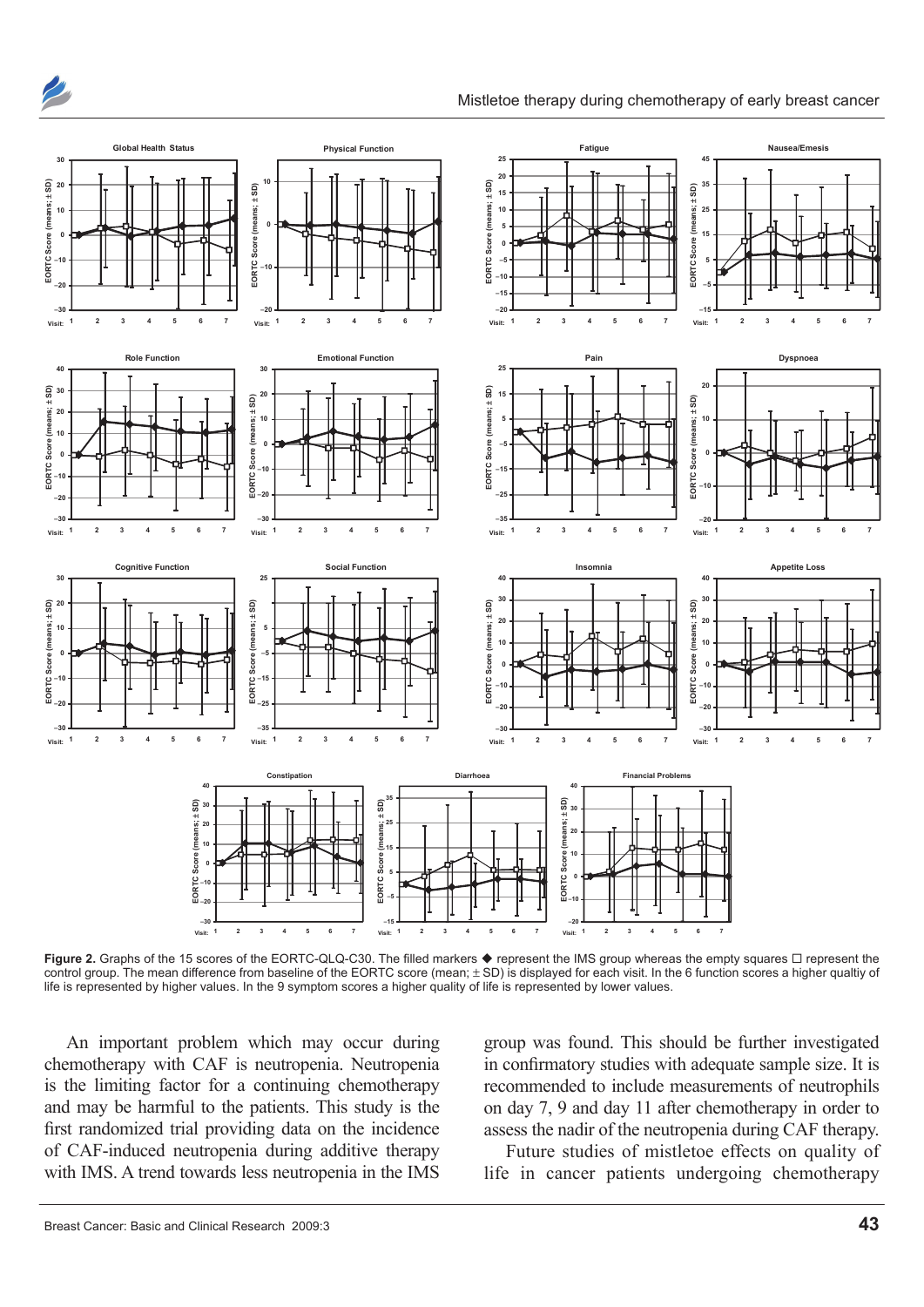**Figure 2.** Graphs of the 15 scores of the EORTC-QLQ-C30. The filled markers ◆ represent the IMS group whereas the empty squares □ represent the control group. The mean difference from baseline of the EORTC score (mean; ± SD) is displayed for each visit. In the 6 function scores a higher qualtiy of life is represented by higher values. In the 9 symptom scores a higher quality of life is represented by lower values.

An important problem which may occur during chemotherapy with CAF is neutropenia. Neutropenia is the limiting factor for a continuing chemotherapy and may be harmful to the patients. This study is the first randomized trial providing data on the incidence of CAF-induced neutropenia during additive therapy with IMS. A trend towards less neutropenia in the IMS group was found. This should be further investigated in confirmatory studies with adequate sample size. It is recommended to include measurements of neutrophils on day 7, 9 and day 11 after chemotherapy in order to assess the nadir of the neutropenia during CAF therapy.

Future studies of mistletoe effects on quality of life in cancer patients undergoing chemotherapy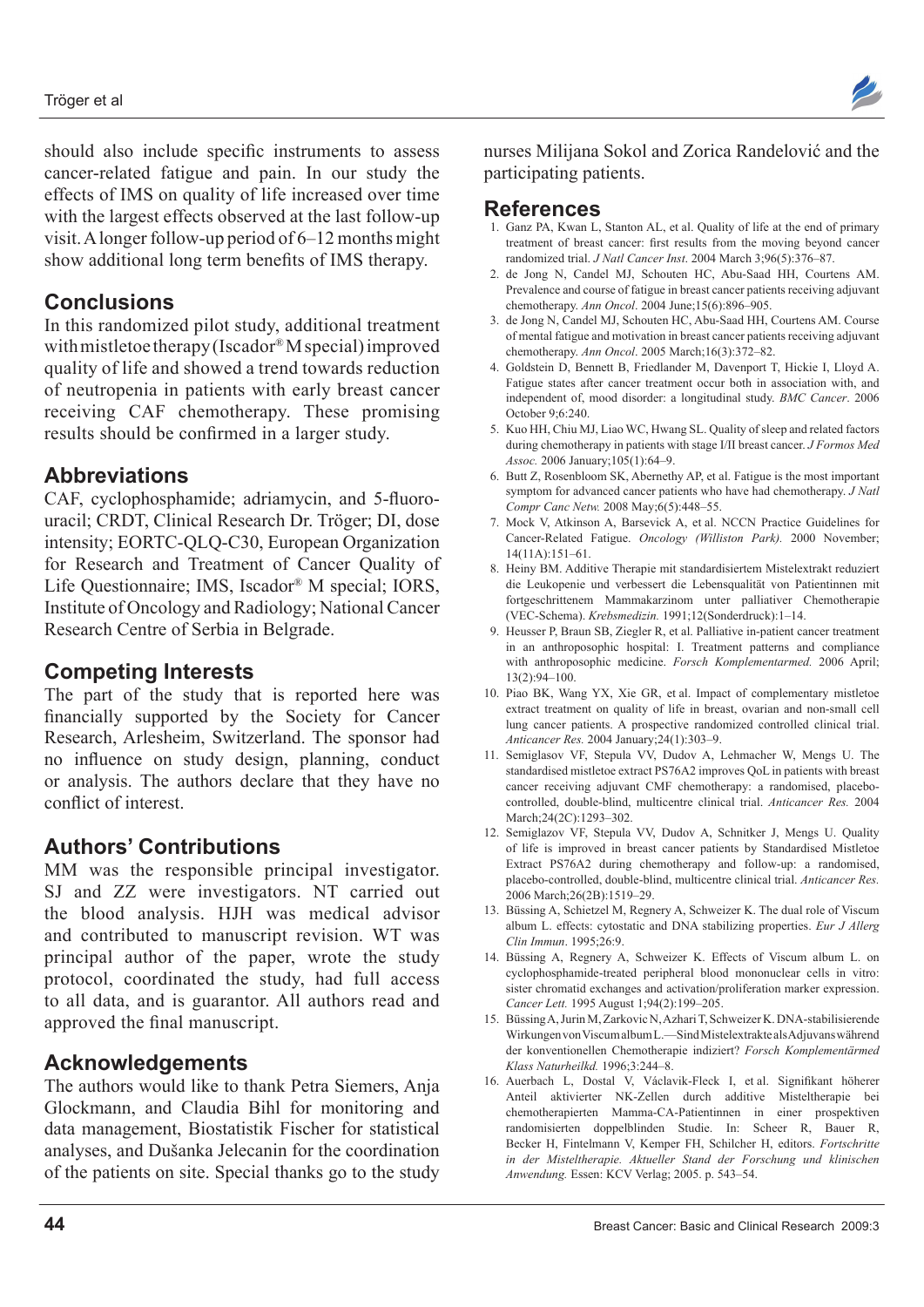should also include specific instruments to assess cancer-related fatigue and pain. In our study the effects of IMS on quality of life increased over time with the largest effects observed at the last follow-up visit. A longer follow-up period of 6–12 months might show additional long term benefits of IMS therapy.

## Conclusions

In this randomized pilot study, additional treatment with mistletoe therapy (Iscador® M special) improved quality of life and showed a trend towards reduction of neutropenia in patients with early breast cancer receiving CAF chemotherapy. These promising results should be confirmed in a larger study.

## Abbreviations

CAF, cyclophosphamide; adriamycin, and 5-fluorouracil; CRDT, Clinical Research Dr. Tröger; DI, dose intensity; EORTC-QLQ-C30, European Organization for Research and Treatment of Cancer Quality of Life Questionnaire; IMS, Iscador® M special; IORS, Institute of Oncology and Radiology; National Cancer Research Centre of Serbia in Belgrade.

## Competing Interests

The part of the study that is reported here was financially supported by the Society for Cancer Research, Arlesheim, Switzerland. The sponsor had no influence on study design, planning, conduct or analysis. The authors declare that they have no conflict of interest.

## Authors' Contributions

MM was the responsible principal investigator. SJ and ZZ were investigators. NT carried out the blood analysis. HJH was medical advisor and contributed to manuscript revision. WT was principal author of the paper, wrote the study protocol, coordinated the study, had full access to all data, and is guarantor. All authors read and approved the final manuscript.

## Acknowledgements

The authors would like to thank Petra Siemers, Anja Glockmann, and Claudia Bihl for monitoring and data management, Biostatistik Fischer for statistical analyses, and Dušanka Jelecanin for the coordination of the patients on site. Special thanks go to the study nurses Milijana Sokol and Zorica Randelović and the participating patients.

## References

1. Ganz PA, Kwan L, Stanton AL, et al. Quality of life at the end of primary treatment of breast cancer: first results from the moving beyond cancer randomized trial. *J Natl Cancer Inst*. 2004 March 3;96(5):376–87.
2. de Jong N, Candel MJ, Schouten HC, Abu-Saad HH, Courtens AM. Prevalence and course of fatigue in breast cancer patients receiving adjuvant chemotherapy. *Ann Oncol*. 2004 June;15(6):896–905.
3. de Jong N, Candel MJ, Schouten HC, Abu-Saad HH, Courtens AM. Course of mental fatigue and motivation in breast cancer patients receiving adjuvant chemotherapy. *Ann Oncol*. 2005 March;16(3):372–82.
4. Goldstein D, Bennett B, Friedlander M, Davenport T, Hickie I, Lloyd A. Fatigue states after cancer treatment occur both in association with, and independent of, mood disorder: a longitudinal study. *BMC Cancer*. 2006 October 9;6:240.
5. Kuo HH, Chiu MJ, Liao WC, Hwang SL. Quality of sleep and related factors during chemotherapy in patients with stage I/II breast cancer. *J Formos Med Assoc.* 2006 January;105(1):64–9.
6. Butt Z, Rosenbloom SK, Abernethy AP, et al. Fatigue is the most important symptom for advanced cancer patients who have had chemotherapy. *J Natl Compr Canc Netw.* 2008 May;6(5):448–55.
7. Mock V, Atkinson A, Barsevick A, et al. NCCN Practice Guidelines for Cancer-Related Fatigue. *Oncology (Williston Park).* 2000 November; 14(11A):151–61.
8. Heiny BM. Additive Therapie mit standardisiertem Mistelextrakt reduziert die Leukopenie und verbessert die Lebensqualität von Patientinnen mit fortgeschrittenem Mammakarzinom unter palliativer Chemotherapie (VEC-Schema). *Krebsmedizin.* 1991;12(Sonderdruck):1–14.
9. Heusser P, Braun SB, Ziegler R, et al. Palliative in-patient cancer treatment in an anthroposophic hospital: I. Treatment patterns and compliance with anthroposophic medicine. *Forsch Komplementarmed.* 2006 April; 13(2):94–100.
10. Piao BK, Wang YX, Xie GR, et al. Impact of complementary mistletoe extract treatment on quality of life in breast, ovarian and non-small cell lung cancer patients. A prospective randomized controlled clinical trial. *Anticancer Res.* 2004 January;24(1):303–9.
11. Semiglasov VF, Stepula VV, Dudov A, Lehmacher W, Mengs U. The standardised mistletoe extract PS76A2 improves QoL in patients with breast cancer receiving adjuvant CMF chemotherapy: a randomised, placebo-controlled, double-blind, multicentre clinical trial. *Anticancer Res.* 2004 March;24(2C):1293–302.
12. Semiglazov VF, Stepula VV, Dudov A, Schnitker J, Mengs U. Quality of life is improved in breast cancer patients by Standardised Mistletoe Extract PS76A2 during chemotherapy and follow-up: a randomised, placebo-controlled, double-blind, multicentre clinical trial. *Anticancer Res.* 2006 March;26(2B):1519–29.
13. Büssing A, Schietzel M, Regnery A, Schweizer K. The dual role of Viscum album L. effects: cytostatic and DNA stabilizing properties. *Eur J Allerg Clin Immun*. 1995;26:9.
14. Büssing A, Regnery A, Schweizer K. Effects of Viscum album L. on cyclophosphamide-treated peripheral blood mononuclear cells in vitro: sister chromatid exchanges and activation/proliferation marker expression. *Cancer Lett.* 1995 August 1;94(2):199–205.
15. Büssing A, Jurin M, Zarkovic N, Azhari T, Schweizer K. DNA-stabilisierende Wirkungen von Viscum album L.—Sind Mistelextrakte als Adjuvans während der konventionellen Chemotherapie indiziert? *Forsch Komplementärmed Klass Naturheilkd.* 1996;3:244–8.
16. Auerbach L, Dostal V, Václavik-Fleck I, et al. Signifikant höherer Anteil aktivierter NK-Zellen durch additive Misteltherapie bei chemotherapierten Mamma-CA-Patientinnen in einer prospektiven randomisierten doppelblinden Studie. In: Scheer R, Bauer R, Becker H, Fintelmann V, Kemper FH, Schilcher H, editors. *Fortschritte in der Misteltherapie. Aktueller Stand der Forschung und klinischen Anwendung.* Essen: KCV Verlag; 2005. p. 543–54.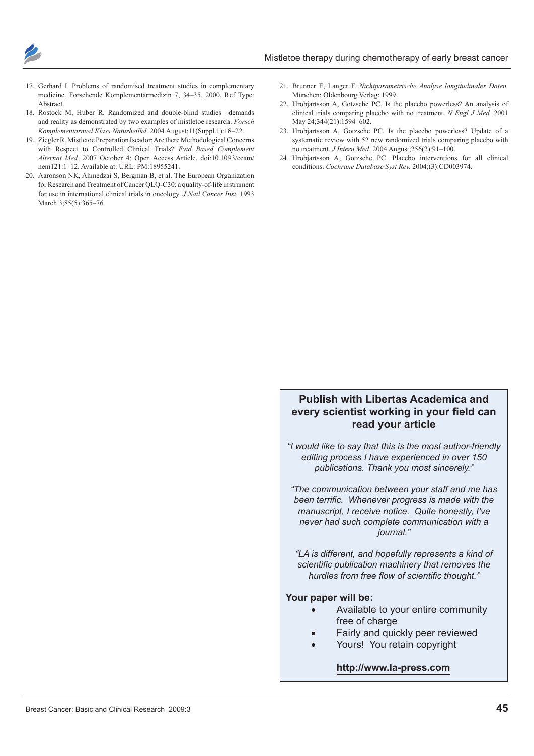17. Gerhard I. Problems of randomised treatment studies in complementary medicine. Forschende Komplementärmedizin 7, 34–35. 2000. Ref Type: Abstract.
18. Rostock M, Huber R. Randomized and double-blind studies—demands and reality as demonstrated by two examples of mistletoe research. *Forsch Komplementarmed Klass Naturheilkd.* 2004 August;11(Suppl.1):18–22.
19. Ziegler R. Mistletoe Preparation Iscador: Are there Methodological Concerns with Respect to Controlled Clinical Trials? *Evid Based Complement Alternat Med.* 2007 October 4; Open Access Article, doi:10.1093/ecam/nem121:1–12. Available at: URL: PM:18955241.
20. Aaronson NK, Ahmedzai S, Bergman B, et al. The European Organization for Research and Treatment of Cancer QLQ-C30: a quality-of-life instrument for use in international clinical trials in oncology. *J Natl Cancer Inst.* 1993 March 3;85(5):365–76.
21. Brunner E, Langer F. *Nichtparametrische Analyse longitudinaler Daten.* München: Oldenbourg Verlag; 1999.
22. Hrobjartsson A, Gotzsche PC. Is the placebo powerless? An analysis of clinical trials comparing placebo with no treatment. *N Engl J Med.* 2001 May 24;344(21):1594–602.
23. Hrobjartsson A, Gotzsche PC. Is the placebo powerless? Update of a systematic review with 52 new randomized trials comparing placebo with no treatment. *J Intern Med.* 2004 August;256(2):91–100.
24. Hrobjartsson A, Gotzsche PC. Placebo interventions for all clinical conditions. *Cochrane Database Syst Rev.* 2004;(3):CD003974.

**Publish with Libertas Academica and every scientist working in your field can read your article**

*"I would like to say that this is the most author-friendly editing process I have experienced in over 150 publications. Thank you most sincerely."*

*"The communication between your staff and me has been terrific. Whenever progress is made with the manuscript, I receive notice. Quite honestly, I've never had such complete communication with a journal."*

*"LA is different, and hopefully represents a kind of scientific publication machinery that removes the hurdles from free flow of scientific thought."*

**Your paper will be:**

- Available to your entire community free of charge
- Fairly and quickly peer reviewed
- Yours! You retain copyright

**http://www.la-press.com**